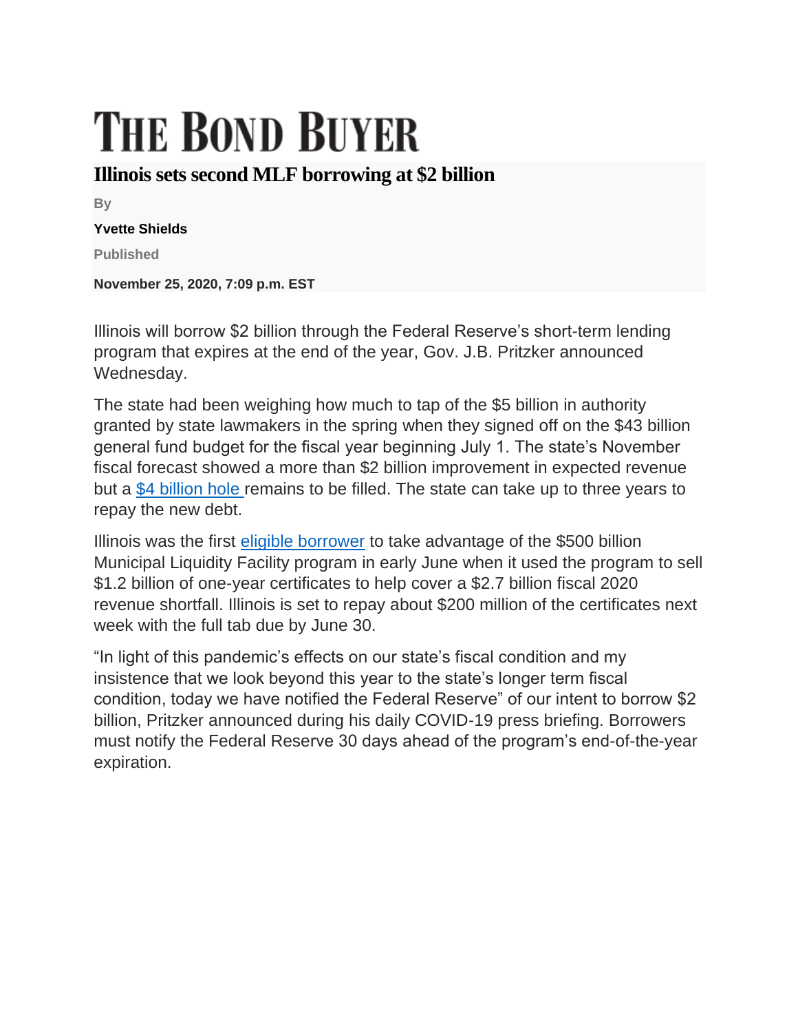# THE BOND BUYER

## Illinois sets second MLF borrowing at $2 billion

By

**Yvette Shields**

Published

**November 25, 2020, 7:09 p.m. EST**

Illinois will borrow $2 billion through the Federal Reserve's short-term lending program that expires at the end of the year, Gov. J.B. Pritzker announced Wednesday.

The state had been weighing how much to tap of the $5 billion in authority granted by state lawmakers in the spring when they signed off on the $43 billion general fund budget for the fiscal year beginning July 1. The state's November fiscal forecast showed a more than $2 billion improvement in expected revenue but a $4 billion hole remains to be filled. The state can take up to three years to repay the new debt.

Illinois was the first eligible borrower to take advantage of the $500 billion Municipal Liquidity Facility program in early June when it used the program to sell $1.2 billion of one-year certificates to help cover a $2.7 billion fiscal 2020 revenue shortfall. Illinois is set to repay about $200 million of the certificates next week with the full tab due by June 30.

"In light of this pandemic's effects on our state's fiscal condition and my insistence that we look beyond this year to the state's longer term fiscal condition, today we have notified the Federal Reserve" of our intent to borrow $2 billion, Pritzker announced during his daily COVID-19 press briefing. Borrowers must notify the Federal Reserve 30 days ahead of the program's end-of-the-year expiration.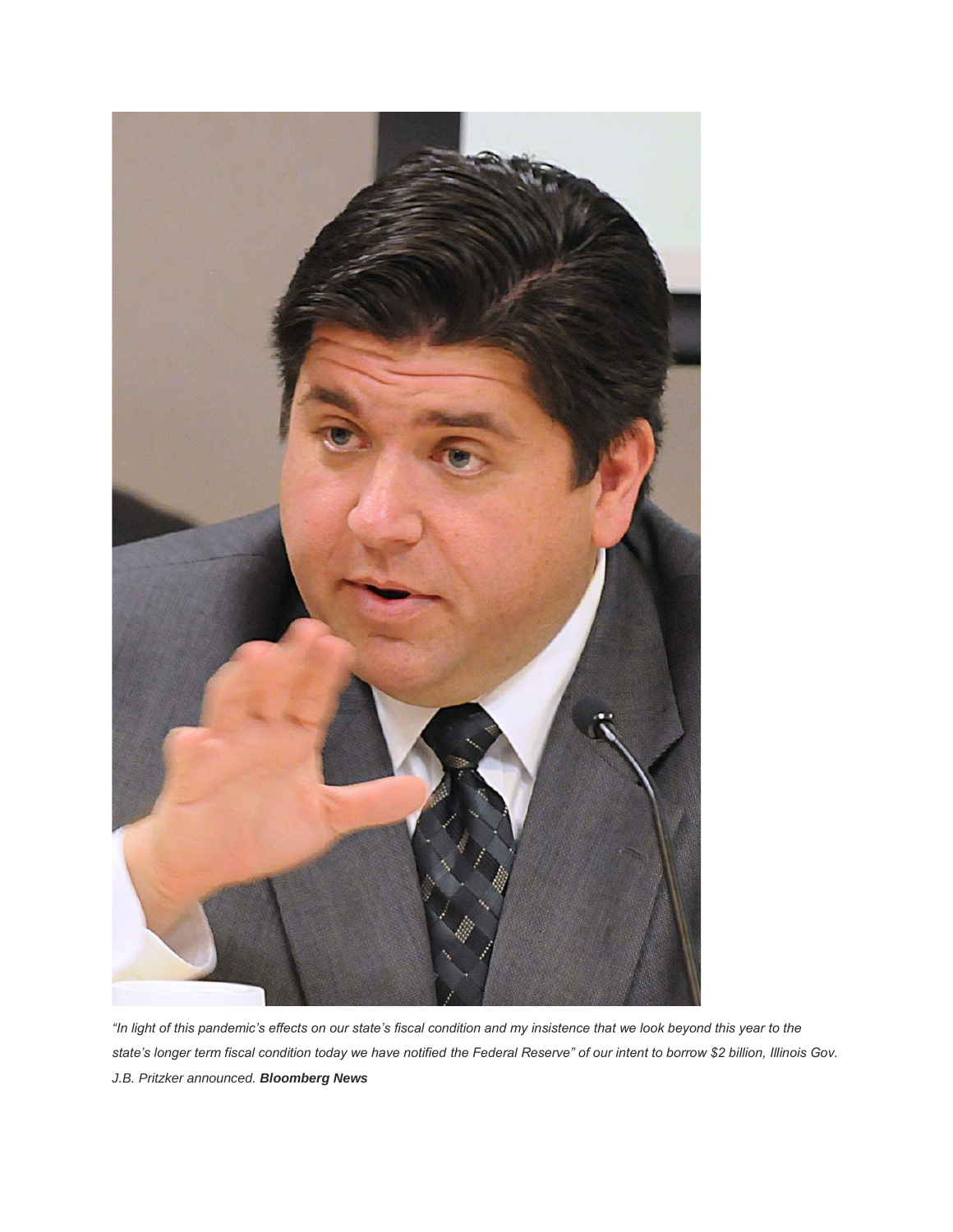*"In light of this pandemic's effects on our state's fiscal condition and my insistence that we look beyond this year to the state's longer term fiscal condition today we have notified the Federal Reserve" of our intent to borrow $2 billion, Illinois Gov. J.B. Pritzker announced.* ***Bloomberg News***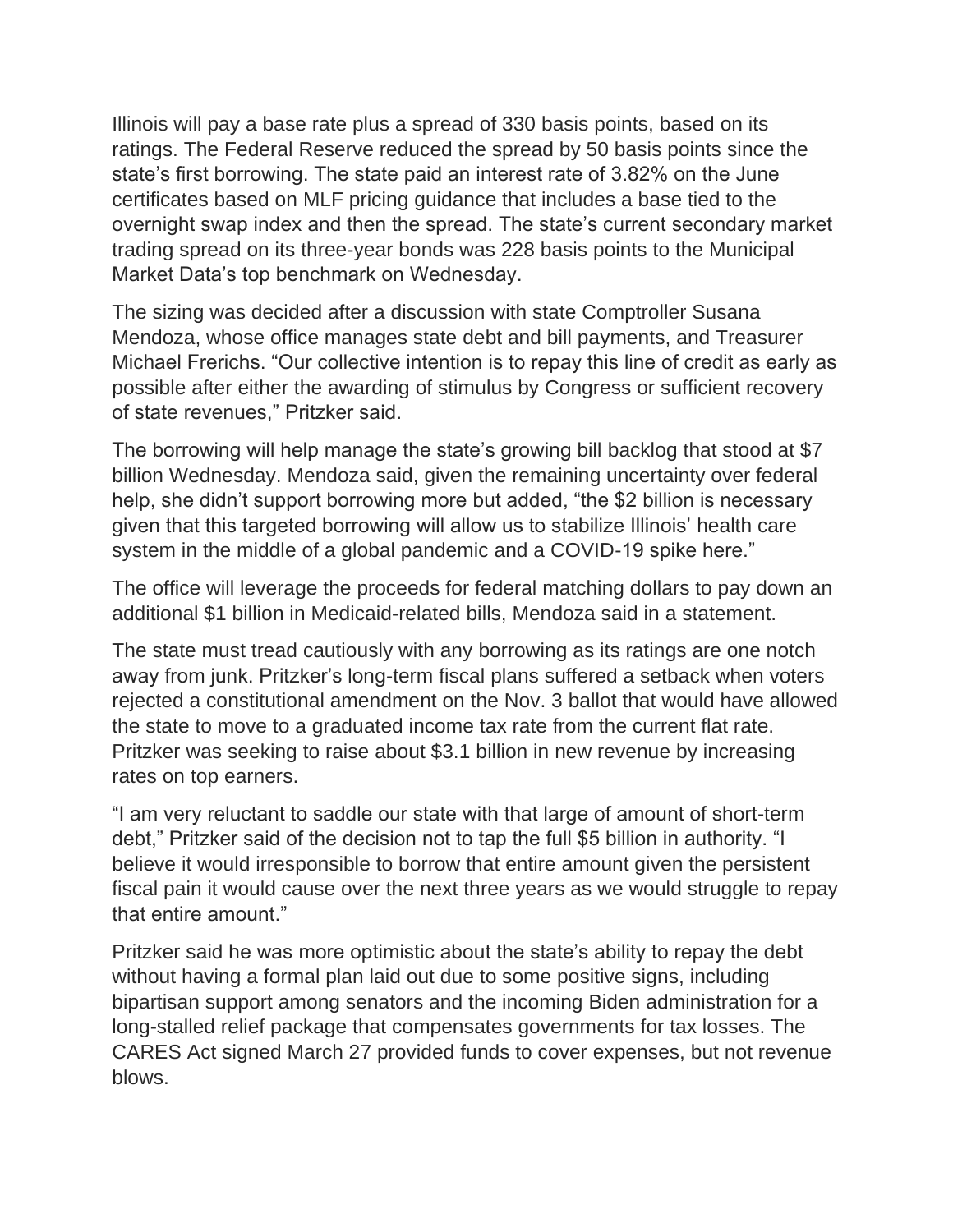Illinois will pay a base rate plus a spread of 330 basis points, based on its ratings. The Federal Reserve reduced the spread by 50 basis points since the state's first borrowing. The state paid an interest rate of 3.82% on the June certificates based on MLF pricing guidance that includes a base tied to the overnight swap index and then the spread. The state's current secondary market trading spread on its three-year bonds was 228 basis points to the Municipal Market Data's top benchmark on Wednesday.

The sizing was decided after a discussion with state Comptroller Susana Mendoza, whose office manages state debt and bill payments, and Treasurer Michael Frerichs. "Our collective intention is to repay this line of credit as early as possible after either the awarding of stimulus by Congress or sufficient recovery of state revenues," Pritzker said.

The borrowing will help manage the state's growing bill backlog that stood at $7 billion Wednesday. Mendoza said, given the remaining uncertainty over federal help, she didn't support borrowing more but added, "the $2 billion is necessary given that this targeted borrowing will allow us to stabilize Illinois' health care system in the middle of a global pandemic and a COVID-19 spike here."

The office will leverage the proceeds for federal matching dollars to pay down an additional $1 billion in Medicaid-related bills, Mendoza said in a statement.

The state must tread cautiously with any borrowing as its ratings are one notch away from junk. Pritzker's long-term fiscal plans suffered a setback when voters rejected a constitutional amendment on the Nov. 3 ballot that would have allowed the state to move to a graduated income tax rate from the current flat rate. Pritzker was seeking to raise about $3.1 billion in new revenue by increasing rates on top earners.

"I am very reluctant to saddle our state with that large of amount of short-term debt," Pritzker said of the decision not to tap the full $5 billion in authority. "I believe it would irresponsible to borrow that entire amount given the persistent fiscal pain it would cause over the next three years as we would struggle to repay that entire amount."

Pritzker said he was more optimistic about the state's ability to repay the debt without having a formal plan laid out due to some positive signs, including bipartisan support among senators and the incoming Biden administration for a long-stalled relief package that compensates governments for tax losses. The CARES Act signed March 27 provided funds to cover expenses, but not revenue blows.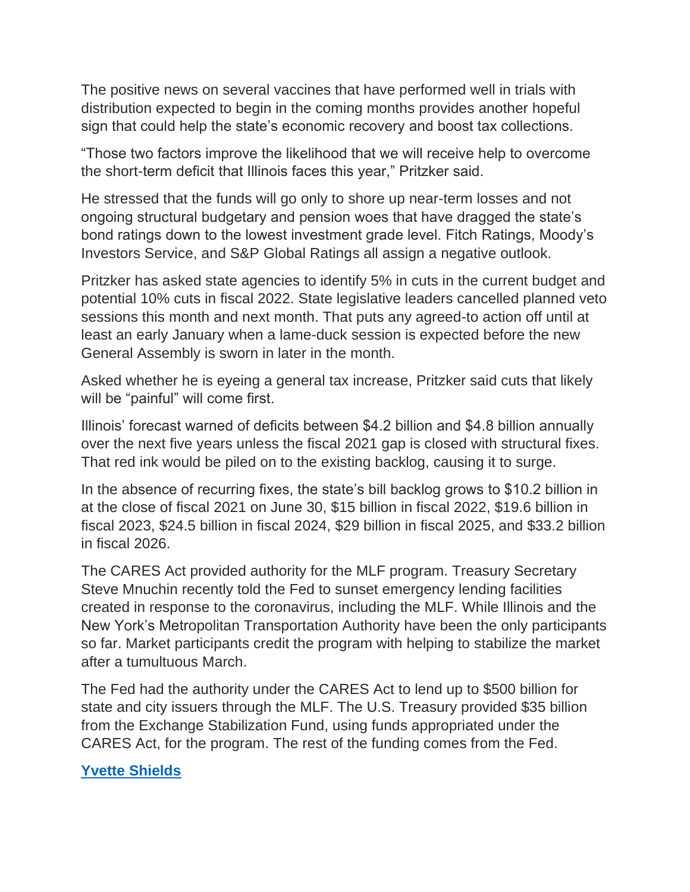The positive news on several vaccines that have performed well in trials with distribution expected to begin in the coming months provides another hopeful sign that could help the state's economic recovery and boost tax collections.

"Those two factors improve the likelihood that we will receive help to overcome the short-term deficit that Illinois faces this year," Pritzker said.

He stressed that the funds will go only to shore up near-term losses and not ongoing structural budgetary and pension woes that have dragged the state's bond ratings down to the lowest investment grade level. Fitch Ratings, Moody's Investors Service, and S&P Global Ratings all assign a negative outlook.

Pritzker has asked state agencies to identify 5% in cuts in the current budget and potential 10% cuts in fiscal 2022. State legislative leaders cancelled planned veto sessions this month and next month. That puts any agreed-to action off until at least an early January when a lame-duck session is expected before the new General Assembly is sworn in later in the month.

Asked whether he is eyeing a general tax increase, Pritzker said cuts that likely will be "painful" will come first.

Illinois' forecast warned of deficits between $4.2 billion and $4.8 billion annually over the next five years unless the fiscal 2021 gap is closed with structural fixes. That red ink would be piled on to the existing backlog, causing it to surge.

In the absence of recurring fixes, the state's bill backlog grows to $10.2 billion in at the close of fiscal 2021 on June 30, $15 billion in fiscal 2022, $19.6 billion in fiscal 2023, $24.5 billion in fiscal 2024, $29 billion in fiscal 2025, and $33.2 billion in fiscal 2026.

The CARES Act provided authority for the MLF program. Treasury Secretary Steve Mnuchin recently told the Fed to sunset emergency lending facilities created in response to the coronavirus, including the MLF. While Illinois and the New York's Metropolitan Transportation Authority have been the only participants so far. Market participants credit the program with helping to stabilize the market after a tumultuous March.

The Fed had the authority under the CARES Act to lend up to $500 billion for state and city issuers through the MLF. The U.S. Treasury provided $35 billion from the Exchange Stabilization Fund, using funds appropriated under the CARES Act, for the program. The rest of the funding comes from the Fed.

**Yvette Shields**